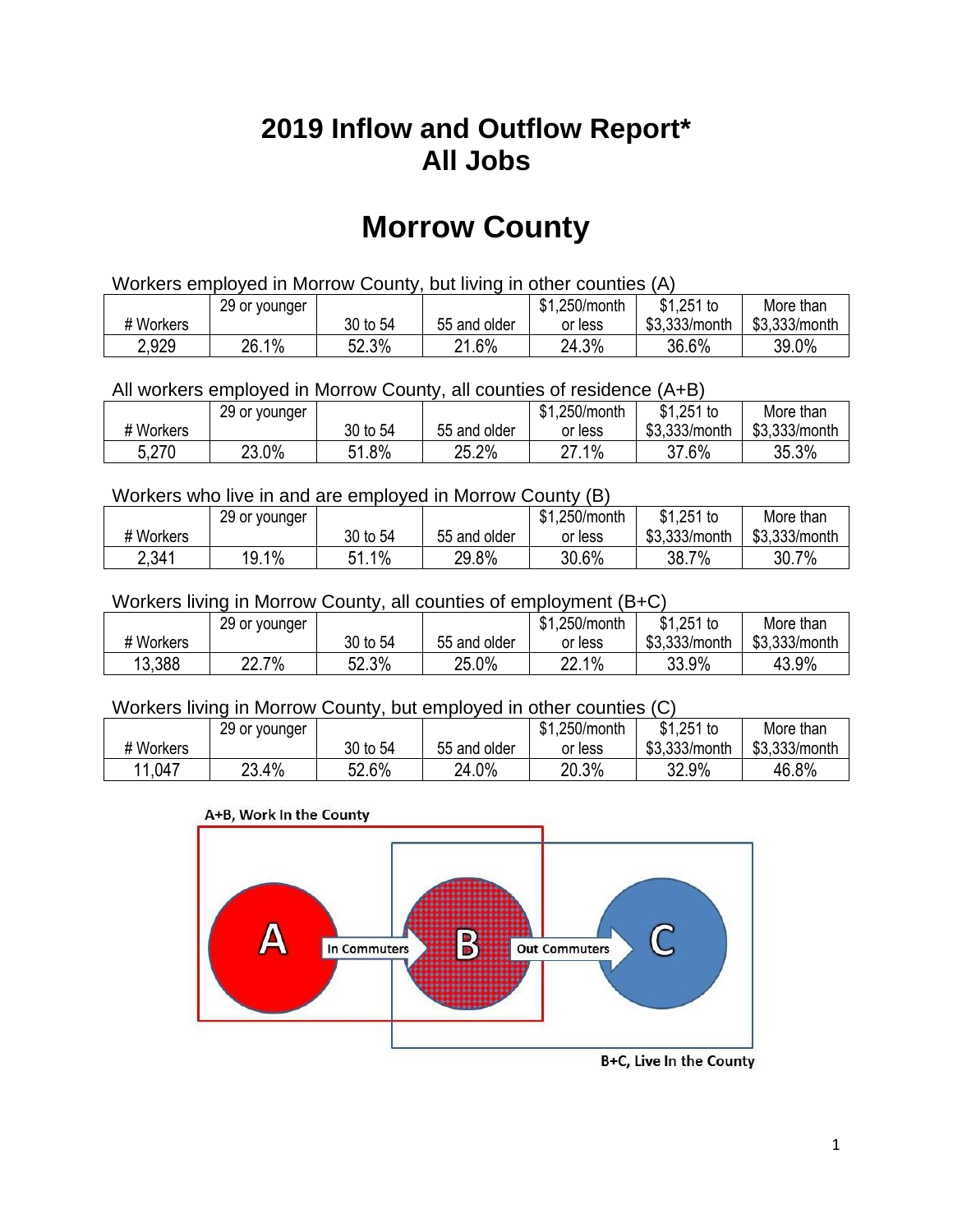# 2019 Inflow and Outflow Report*
# All Jobs

# Morrow County

Workers employed in Morrow County, but living in other counties (A)

| # Workers | 29 or younger | 30 to 54 | 55 and older | $1,250/month or less | $1,251 to $3,333/month | More than $3,333/month |
|---|---|---|---|---|---|---|
| 2,929 | 26.1% | 52.3% | 21.6% | 24.3% | 36.6% | 39.0% |

All workers employed in Morrow County, all counties of residence (A+B)

| # Workers | 29 or younger | 30 to 54 | 55 and older | $1,250/month or less | $1,251 to $3,333/month | More than $3,333/month |
|---|---|---|---|---|---|---|
| 5,270 | 23.0% | 51.8% | 25.2% | 27.1% | 37.6% | 35.3% |

Workers who live in and are employed in Morrow County (B)

| # Workers | 29 or younger | 30 to 54 | 55 and older | $1,250/month or less | $1,251 to $3,333/month | More than $3,333/month |
|---|---|---|---|---|---|---|
| 2,341 | 19.1% | 51.1% | 29.8% | 30.6% | 38.7% | 30.7% |

Workers living in Morrow County, all counties of employment (B+C)

| # Workers | 29 or younger | 30 to 54 | 55 and older | $1,250/month or less | $1,251 to $3,333/month | More than $3,333/month |
|---|---|---|---|---|---|---|
| 13,388 | 22.7% | 52.3% | 25.0% | 22.1% | 33.9% | 43.9% |

Workers living in Morrow County, but employed in other counties (C)

| # Workers | 29 or younger | 30 to 54 | 55 and older | $1,250/month or less | $1,251 to $3,333/month | More than $3,333/month |
|---|---|---|---|---|---|---|
| 11,047 | 23.4% | 52.6% | 24.0% | 20.3% | 32.9% | 46.8% |

A+B, Work In the County

A → In Commuters → B → Out Commuters → C

B+C, Live In the County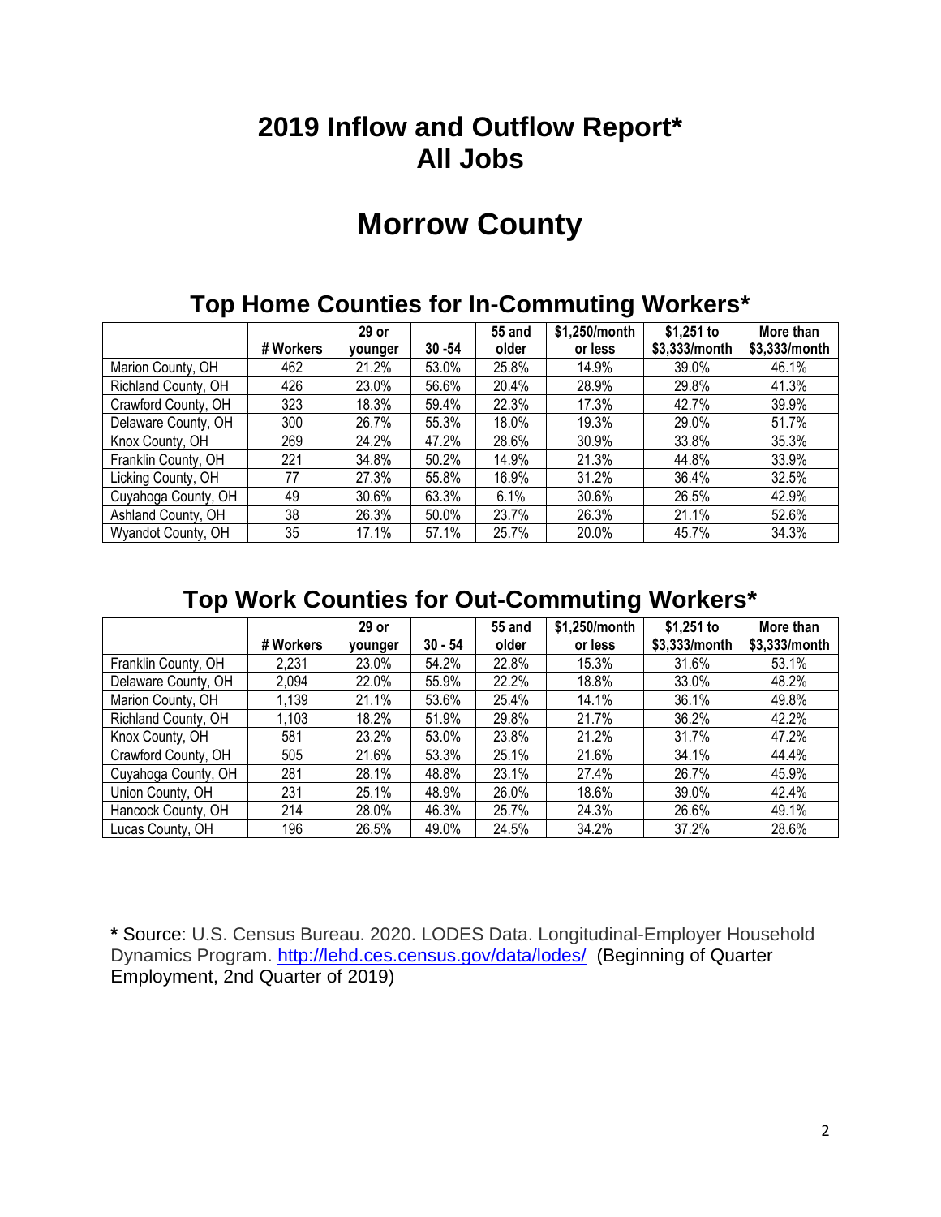# 2019 Inflow and Outflow Report*
# All Jobs

# Morrow County

## Top Home Counties for In-Commuting Workers*

| | # Workers | 29 or younger | 30 -54 | 55 and older | $1,250/month or less | $1,251 to $3,333/month | More than $3,333/month |
|---|---|---|---|---|---|---|---|
| Marion County, OH | 462 | 21.2% | 53.0% | 25.8% | 14.9% | 39.0% | 46.1% |
| Richland County, OH | 426 | 23.0% | 56.6% | 20.4% | 28.9% | 29.8% | 41.3% |
| Crawford County, OH | 323 | 18.3% | 59.4% | 22.3% | 17.3% | 42.7% | 39.9% |
| Delaware County, OH | 300 | 26.7% | 55.3% | 18.0% | 19.3% | 29.0% | 51.7% |
| Knox County, OH | 269 | 24.2% | 47.2% | 28.6% | 30.9% | 33.8% | 35.3% |
| Franklin County, OH | 221 | 34.8% | 50.2% | 14.9% | 21.3% | 44.8% | 33.9% |
| Licking County, OH | 77 | 27.3% | 55.8% | 16.9% | 31.2% | 36.4% | 32.5% |
| Cuyahoga County, OH | 49 | 30.6% | 63.3% | 6.1% | 30.6% | 26.5% | 42.9% |
| Ashland County, OH | 38 | 26.3% | 50.0% | 23.7% | 26.3% | 21.1% | 52.6% |
| Wyandot County, OH | 35 | 17.1% | 57.1% | 25.7% | 20.0% | 45.7% | 34.3% |

## Top Work Counties for Out-Commuting Workers*

| | # Workers | 29 or younger | 30 - 54 | 55 and older | $1,250/month or less | $1,251 to $3,333/month | More than $3,333/month |
|---|---|---|---|---|---|---|---|
| Franklin County, OH | 2,231 | 23.0% | 54.2% | 22.8% | 15.3% | 31.6% | 53.1% |
| Delaware County, OH | 2,094 | 22.0% | 55.9% | 22.2% | 18.8% | 33.0% | 48.2% |
| Marion County, OH | 1,139 | 21.1% | 53.6% | 25.4% | 14.1% | 36.1% | 49.8% |
| Richland County, OH | 1,103 | 18.2% | 51.9% | 29.8% | 21.7% | 36.2% | 42.2% |
| Knox County, OH | 581 | 23.2% | 53.0% | 23.8% | 21.2% | 31.7% | 47.2% |
| Crawford County, OH | 505 | 21.6% | 53.3% | 25.1% | 21.6% | 34.1% | 44.4% |
| Cuyahoga County, OH | 281 | 28.1% | 48.8% | 23.1% | 27.4% | 26.7% | 45.9% |
| Union County, OH | 231 | 25.1% | 48.9% | 26.0% | 18.6% | 39.0% | 42.4% |
| Hancock County, OH | 214 | 28.0% | 46.3% | 25.7% | 24.3% | 26.6% | 49.1% |
| Lucas County, OH | 196 | 26.5% | 49.0% | 24.5% | 34.2% | 37.2% | 28.6% |

**\*** Source: U.S. Census Bureau. 2020. LODES Data. Longitudinal-Employer Household Dynamics Program. http://lehd.ces.census.gov/data/lodes/ (Beginning of Quarter Employment, 2nd Quarter of 2019)